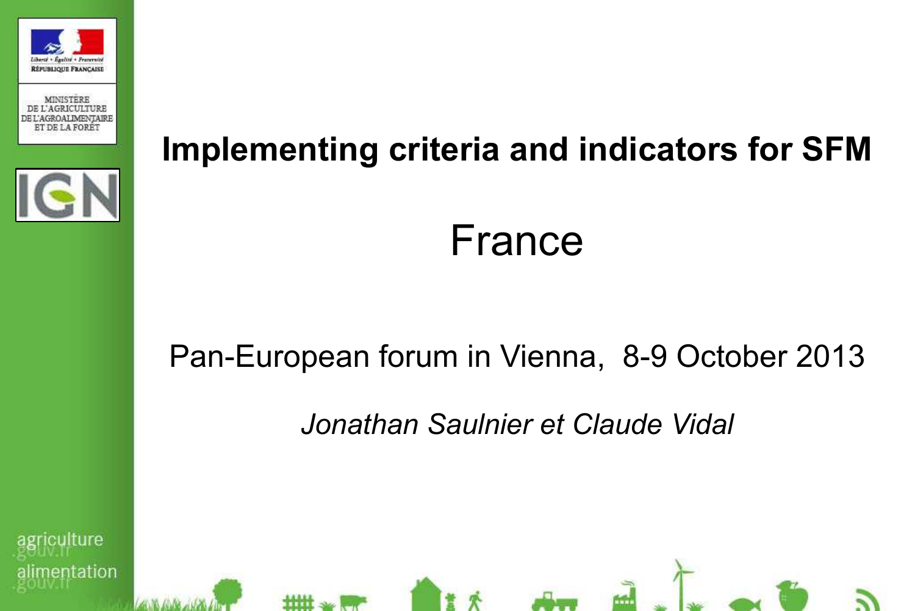# Implementing criteria and indicators for SFM

## France

Pan-European forum in Vienna, 8-9 October 2013

*Jonathan Saulnier et Claude Vidal*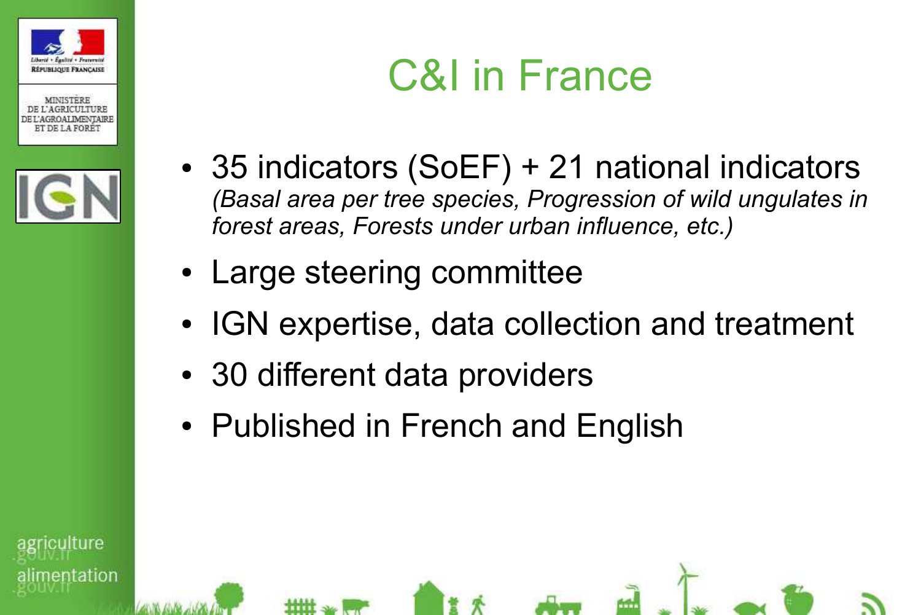# C&I in France

- 35 indicators (SoEF) + 21 national indicators
  *(Basal area per tree species, Progression of wild ungulates in forest areas, Forests under urban influence, etc.)*
- Large steering committee
- IGN expertise, data collection and treatment
- 30 different data providers
- Published in French and English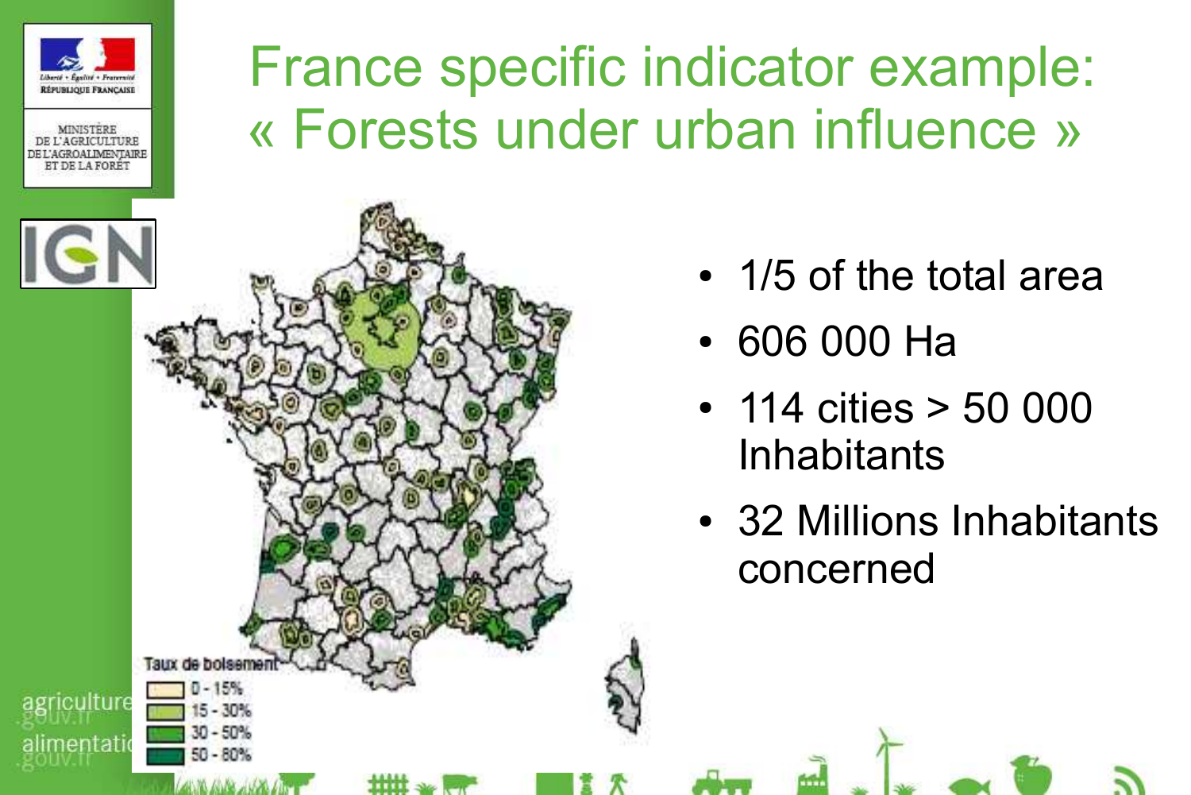# France specific indicator example: « Forests under urban influence »

Taux de boisement

- 0 - 15%
- 15 - 30%
- 30 - 50%
- 50 - 80%

- 1/5 of the total area
- 606 000 Ha
- 114 cities > 50 000 Inhabitants
- 32 Millions Inhabitants concerned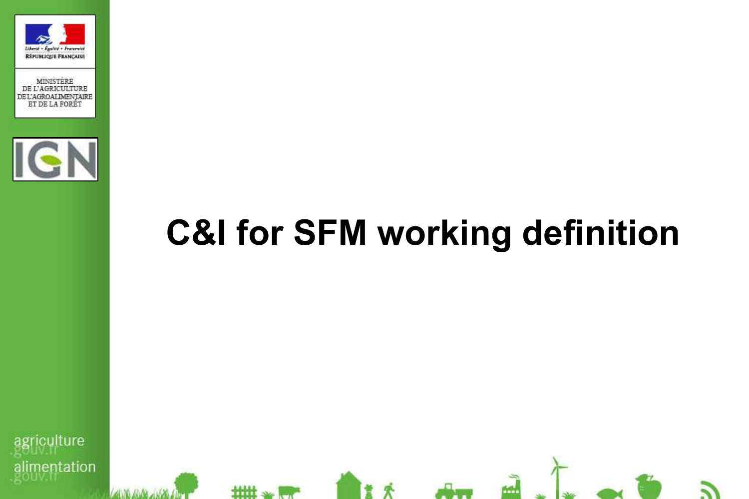# C&I for SFM working definition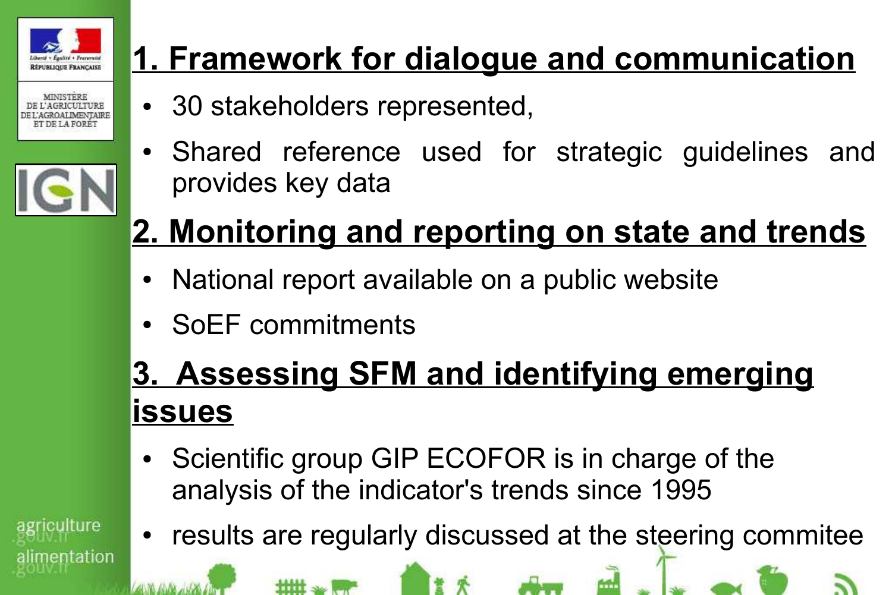## 1. Framework for dialogue and communication

- 30 stakeholders represented,
- Shared reference used for strategic guidelines and provides key data

## 2. Monitoring and reporting on state and trends

- National report available on a public website
- SoEF commitments

## 3. Assessing SFM and identifying emerging issues

- Scientific group GIP ECOFOR is in charge of the analysis of the indicator's trends since 1995
- results are regularly discussed at the steering commitee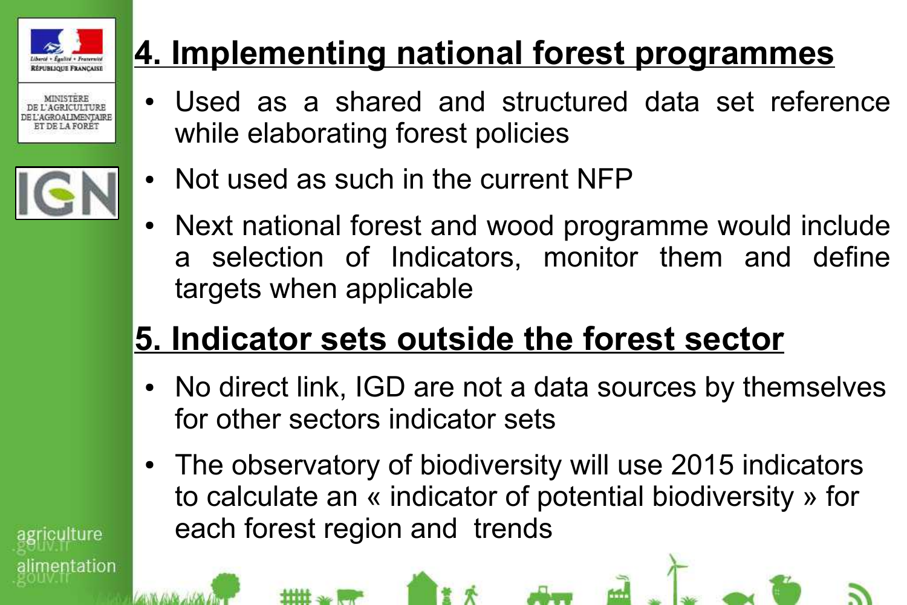## 4. Implementing national forest programmes

- Used as a shared and structured data set reference while elaborating forest policies
- Not used as such in the current NFP
- Next national forest and wood programme would include a selection of Indicators, monitor them and define targets when applicable

## 5. Indicator sets outside the forest sector

- No direct link, IGD are not a data sources by themselves for other sectors indicator sets
- The observatory of biodiversity will use 2015 indicators to calculate an « indicator of potential biodiversity » for each forest region and trends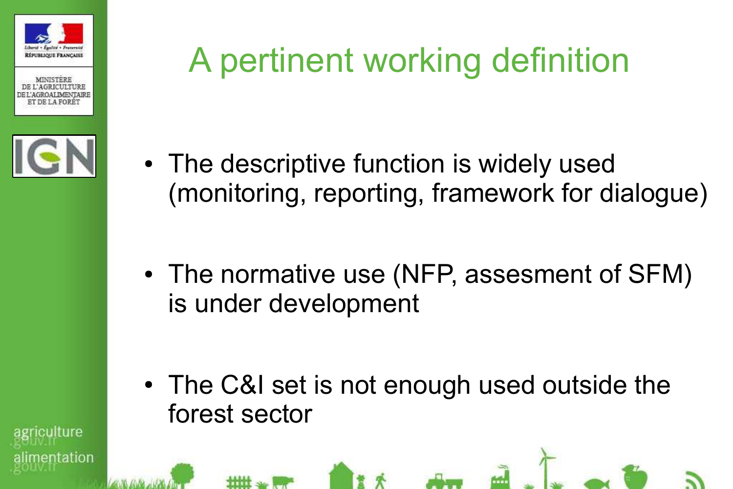# A pertinent working definition

- The descriptive function is widely used (monitoring, reporting, framework for dialogue)

- The normative use (NFP, assesment of SFM) is under development

- The C&I set is not enough used outside the forest sector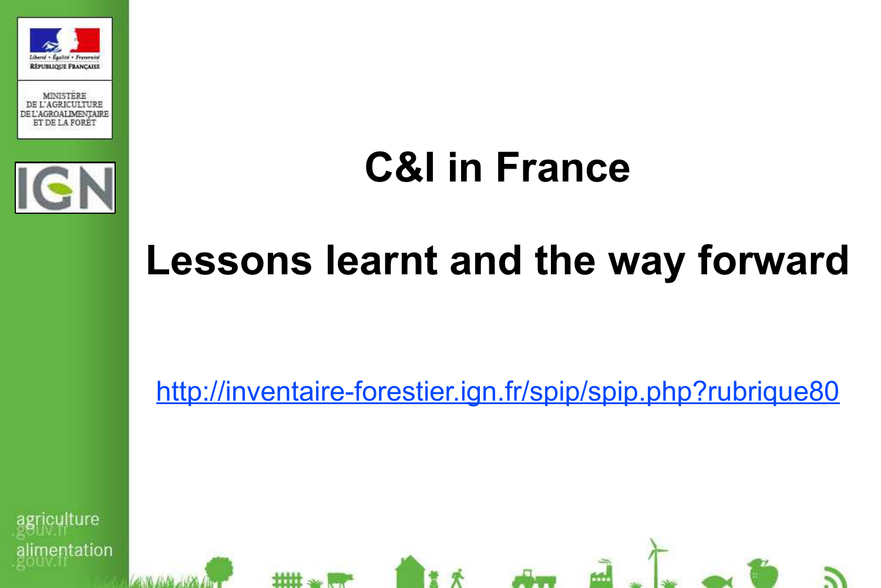# C&I in France

# Lessons learnt and the way forward

http://inventaire-forestier.ign.fr/spip/spip.php?rubrique80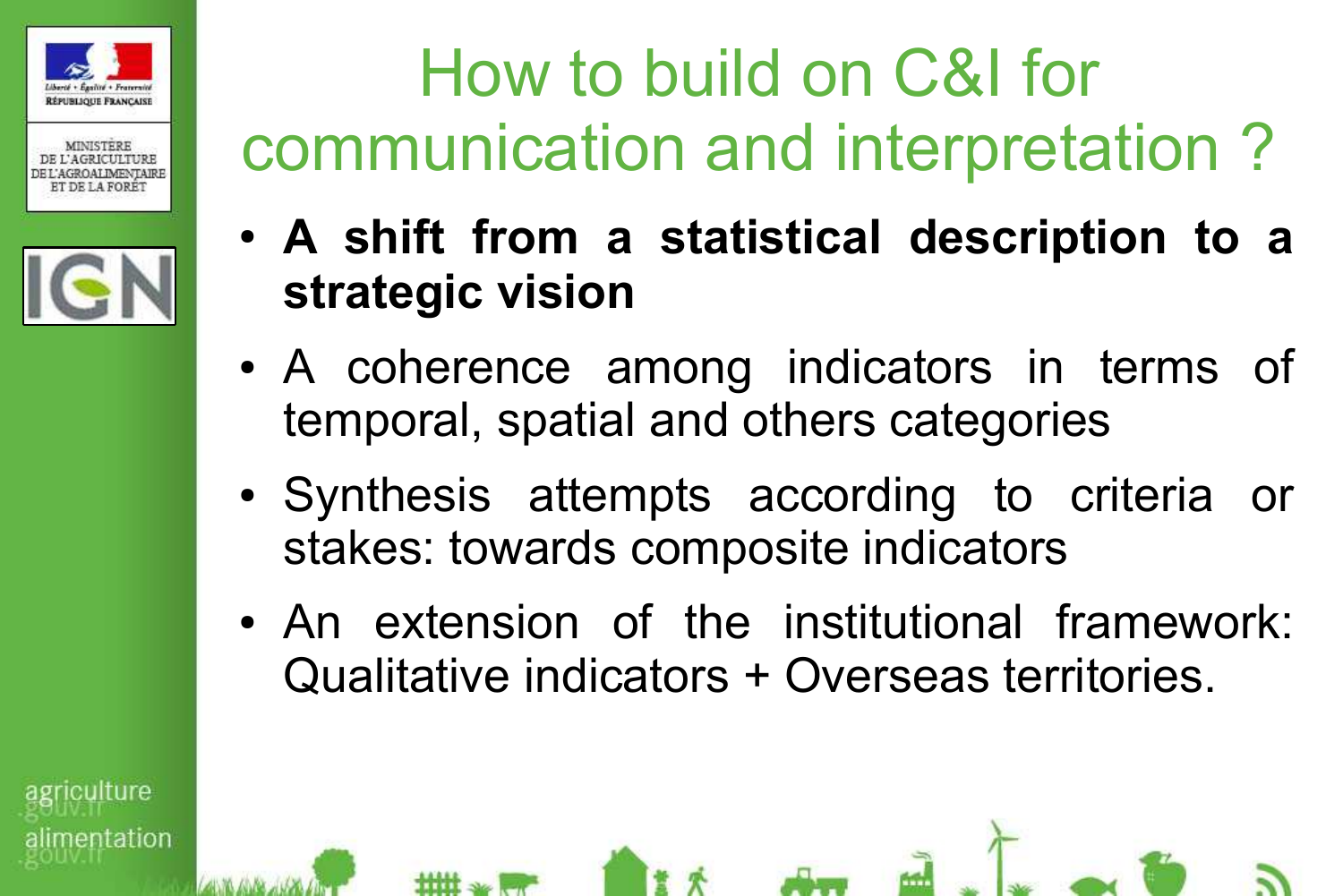# How to build on C&I for communication and interpretation ?

- **A shift from a statistical description to a strategic vision**
- A coherence among indicators in terms of temporal, spatial and others categories
- Synthesis attempts according to criteria or stakes: towards composite indicators
- An extension of the institutional framework: Qualitative indicators + Overseas territories.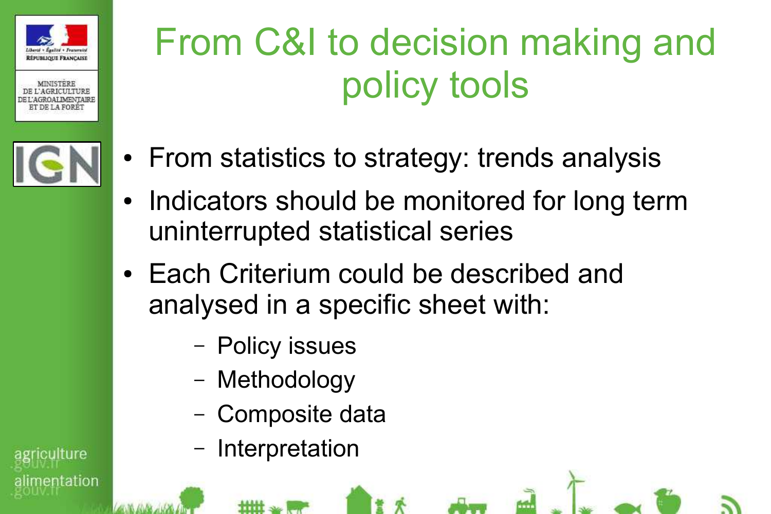# From C&I to decision making and policy tools

- From statistics to strategy: trends analysis
- Indicators should be monitored for long term uninterrupted statistical series
- Each Criterium could be described and analysed in a specific sheet with:
  - Policy issues
  - Methodology
  - Composite data
  - Interpretation